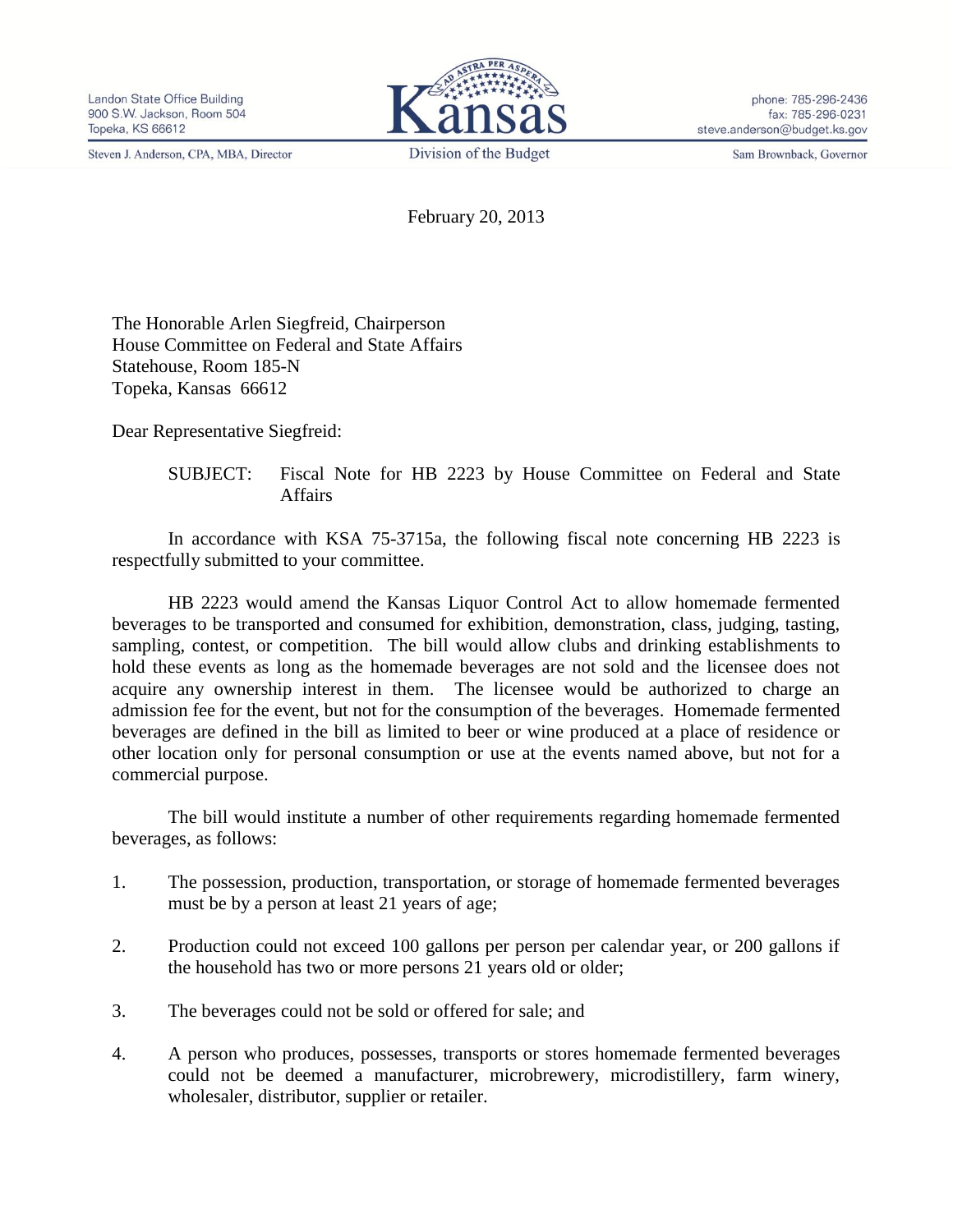Landon State Office Building
900 S.W. Jackson, Room 504
Topeka, KS 66612

Steven J. Anderson, CPA, MBA, Director

Kansas
Division of the Budget

phone: 785-296-2436
fax: 785-296-0231
steve.anderson@budget.ks.gov

Sam Brownback, Governor

February 20, 2013

The Honorable Arlen Siegfreid, Chairperson
House Committee on Federal and State Affairs
Statehouse, Room 185-N
Topeka, Kansas 66612

Dear Representative Siegfreid:

SUBJECT: Fiscal Note for HB 2223 by House Committee on Federal and State Affairs

In accordance with KSA 75-3715a, the following fiscal note concerning HB 2223 is respectfully submitted to your committee.

HB 2223 would amend the Kansas Liquor Control Act to allow homemade fermented beverages to be transported and consumed for exhibition, demonstration, class, judging, tasting, sampling, contest, or competition. The bill would allow clubs and drinking establishments to hold these events as long as the homemade beverages are not sold and the licensee does not acquire any ownership interest in them. The licensee would be authorized to charge an admission fee for the event, but not for the consumption of the beverages. Homemade fermented beverages are defined in the bill as limited to beer or wine produced at a place of residence or other location only for personal consumption or use at the events named above, but not for a commercial purpose.

The bill would institute a number of other requirements regarding homemade fermented beverages, as follows:

1. The possession, production, transportation, or storage of homemade fermented beverages must be by a person at least 21 years of age;
2. Production could not exceed 100 gallons per person per calendar year, or 200 gallons if the household has two or more persons 21 years old or older;
3. The beverages could not be sold or offered for sale; and
4. A person who produces, possesses, transports or stores homemade fermented beverages could not be deemed a manufacturer, microbrewery, microdistillery, farm winery, wholesaler, distributor, supplier or retailer.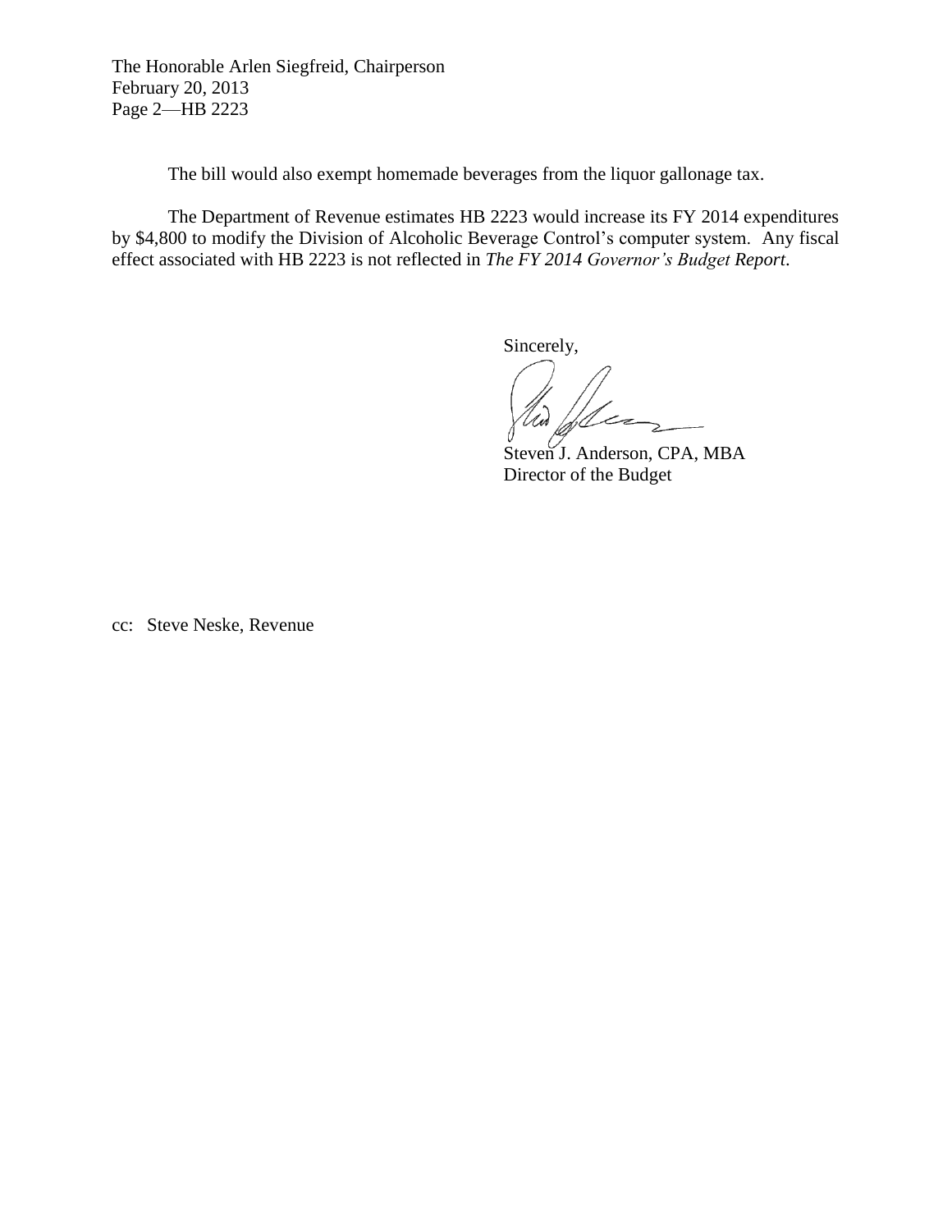The bill would also exempt homemade beverages from the liquor gallonage tax.

The Department of Revenue estimates HB 2223 would increase its FY 2014 expenditures by $4,800 to modify the Division of Alcoholic Beverage Control's computer system. Any fiscal effect associated with HB 2223 is not reflected in *The FY 2014 Governor's Budget Report*.

Sincerely,

Steven J. Anderson, CPA, MBA
Director of the Budget

cc: Steve Neske, Revenue